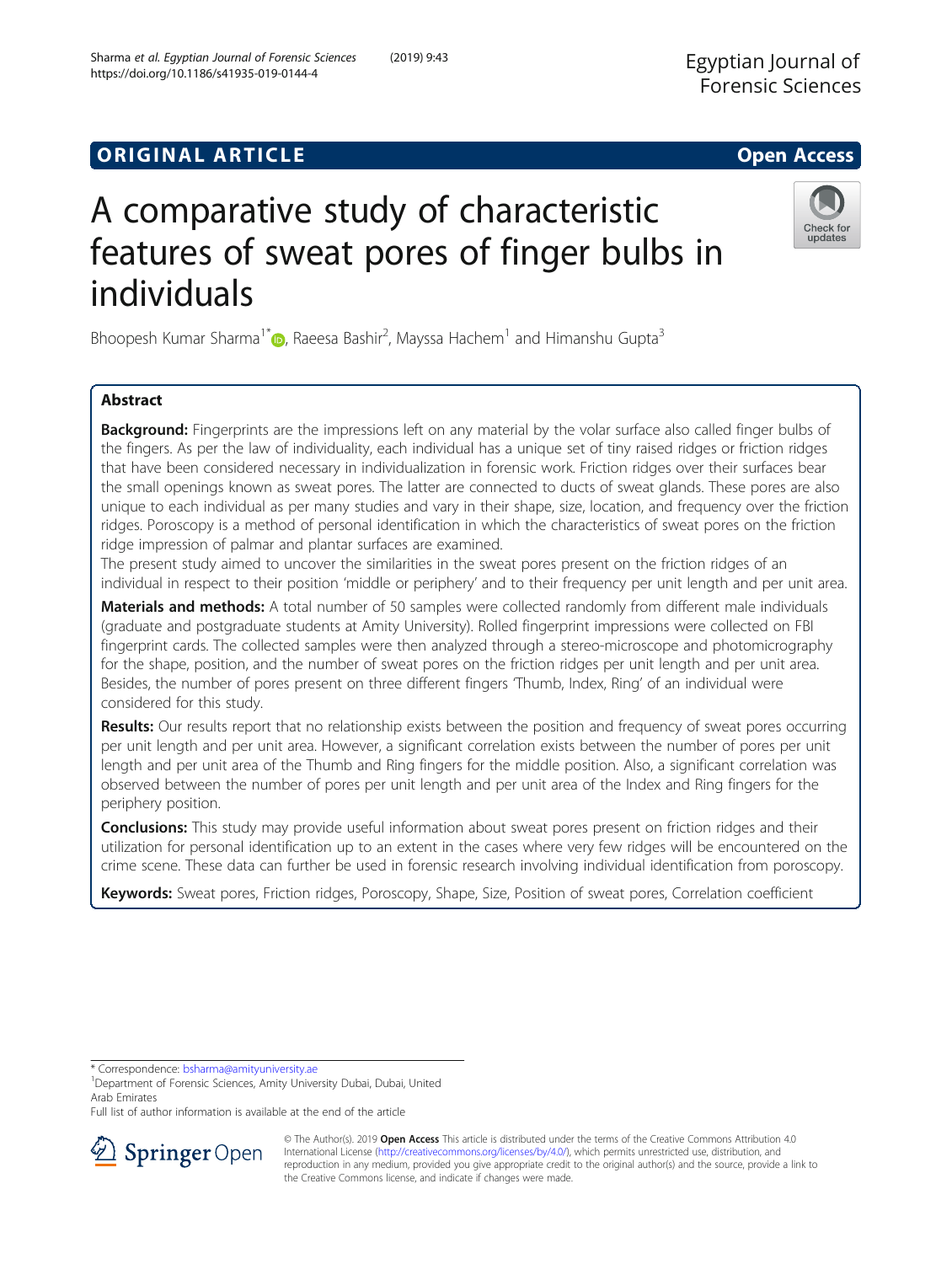ORIGINAL ARTICLE

Open Access

# A comparative study of characteristic features of sweat pores of finger bulbs in individuals

Bhoopesh Kumar Sharma[1*], Raeesa Bashir[2], Mayssa Hachem[1] and Himanshu Gupta[3]

## Abstract

**Background:** Fingerprints are the impressions left on any material by the volar surface also called finger bulbs of the fingers. As per the law of individuality, each individual has a unique set of tiny raised ridges or friction ridges that have been considered necessary in individualization in forensic work. Friction ridges over their surfaces bear the small openings known as sweat pores. The latter are connected to ducts of sweat glands. These pores are also unique to each individual as per many studies and vary in their shape, size, location, and frequency over the friction ridges. Poroscopy is a method of personal identification in which the characteristics of sweat pores on the friction ridge impression of palmar and plantar surfaces are examined.

The present study aimed to uncover the similarities in the sweat pores present on the friction ridges of an individual in respect to their position 'middle or periphery' and to their frequency per unit length and per unit area.

**Materials and methods:** A total number of 50 samples were collected randomly from different male individuals (graduate and postgraduate students at Amity University). Rolled fingerprint impressions were collected on FBI fingerprint cards. The collected samples were then analyzed through a stereo-microscope and photomicrography for the shape, position, and the number of sweat pores on the friction ridges per unit length and per unit area. Besides, the number of pores present on three different fingers 'Thumb, Index, Ring' of an individual were considered for this study.

**Results:** Our results report that no relationship exists between the position and frequency of sweat pores occurring per unit length and per unit area. However, a significant correlation exists between the number of pores per unit length and per unit area of the Thumb and Ring fingers for the middle position. Also, a significant correlation was observed between the number of pores per unit length and per unit area of the Index and Ring fingers for the periphery position.

**Conclusions:** This study may provide useful information about sweat pores present on friction ridges and their utilization for personal identification up to an extent in the cases where very few ridges will be encountered on the crime scene. These data can further be used in forensic research involving individual identification from poroscopy.

**Keywords:** Sweat pores, Friction ridges, Poroscopy, Shape, Size, Position of sweat pores, Correlation coefficient

* Correspondence: bsharma@amityuniversity.ae
[1]Department of Forensic Sciences, Amity University Dubai, Dubai, United Arab Emirates
Full list of author information is available at the end of the article

© The Author(s). 2019 **Open Access** This article is distributed under the terms of the Creative Commons Attribution 4.0 International License (http://creativecommons.org/licenses/by/4.0/), which permits unrestricted use, distribution, and reproduction in any medium, provided you give appropriate credit to the original author(s) and the source, provide a link to the Creative Commons license, and indicate if changes were made.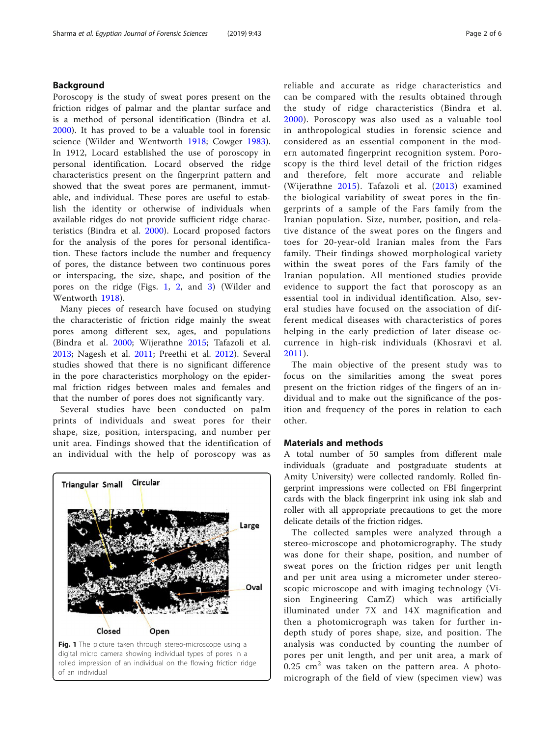## Background

Poroscopy is the study of sweat pores present on the friction ridges of palmar and the plantar surface and is a method of personal identification (Bindra et al. 2000). It has proved to be a valuable tool in forensic science (Wilder and Wentworth 1918; Cowger 1983). In 1912, Locard established the use of poroscopy in personal identification. Locard observed the ridge characteristics present on the fingerprint pattern and showed that the sweat pores are permanent, immutable, and individual. These pores are useful to establish the identity or otherwise of individuals when available ridges do not provide sufficient ridge characteristics (Bindra et al. 2000). Locard proposed factors for the analysis of the pores for personal identification. These factors include the number and frequency of pores, the distance between two continuous pores or interspacing, the size, shape, and position of the pores on the ridge (Figs. 1, 2, and 3) (Wilder and Wentworth 1918).

Many pieces of research have focused on studying the characteristic of friction ridge mainly the sweat pores among different sex, ages, and populations (Bindra et al. 2000; Wijerathne 2015; Tafazoli et al. 2013; Nagesh et al. 2011; Preethi et al. 2012). Several studies showed that there is no significant difference in the pore characteristics morphology on the epidermal friction ridges between males and females and that the number of pores does not significantly vary.

Several studies have been conducted on palm prints of individuals and sweat pores for their shape, size, position, interspacing, and number per unit area. Findings showed that the identification of an individual with the help of poroscopy was as reliable and accurate as ridge characteristics and can be compared with the results obtained through the study of ridge characteristics (Bindra et al. 2000). Poroscopy was also used as a valuable tool in anthropological studies in forensic science and considered as an essential component in the modern automated fingerprint recognition system. Poroscopy is the third level detail of the friction ridges and therefore, felt more accurate and reliable (Wijerathne 2015). Tafazoli et al. (2013) examined the biological variability of sweat pores in the fingerprints of a sample of the Fars family from the Iranian population. Size, number, position, and relative distance of the sweat pores on the fingers and toes for 20-year-old Iranian males from the Fars family. Their findings showed morphological variety within the sweat pores of the Fars family of the Iranian population. All mentioned studies provide evidence to support the fact that poroscopy as an essential tool in individual identification. Also, several studies have focused on the association of different medical diseases with characteristics of pores helping in the early prediction of later disease occurrence in high-risk individuals (Khosravi et al. 2011).

The main objective of the present study was to focus on the similarities among the sweat pores present on the friction ridges of the fingers of an individual and to make out the significance of the position and frequency of the pores in relation to each other.

Fig. 1 The picture taken through stereo-microscope using a digital micro camera showing individual types of pores in a rolled impression of an individual on the flowing friction ridge of an individual

## Materials and methods

A total number of 50 samples from different male individuals (graduate and postgraduate students at Amity University) were collected randomly. Rolled fingerprint impressions were collected on FBI fingerprint cards with the black fingerprint ink using ink slab and roller with all appropriate precautions to get the more delicate details of the friction ridges.

The collected samples were analyzed through a stereo-microscope and photomicrography. The study was done for their shape, position, and number of sweat pores on the friction ridges per unit length and per unit area using a micrometer under stereoscopic microscope and with imaging technology (Vision Engineering CamZ) which was artificially illuminated under 7X and 14X magnification and then a photomicrograph was taken for further in-depth study of pores shape, size, and position. The analysis was conducted by counting the number of pores per unit length, and per unit area, a mark of 0.25 $cm^2$ was taken on the pattern area. A photomicrograph of the field of view (specimen view) was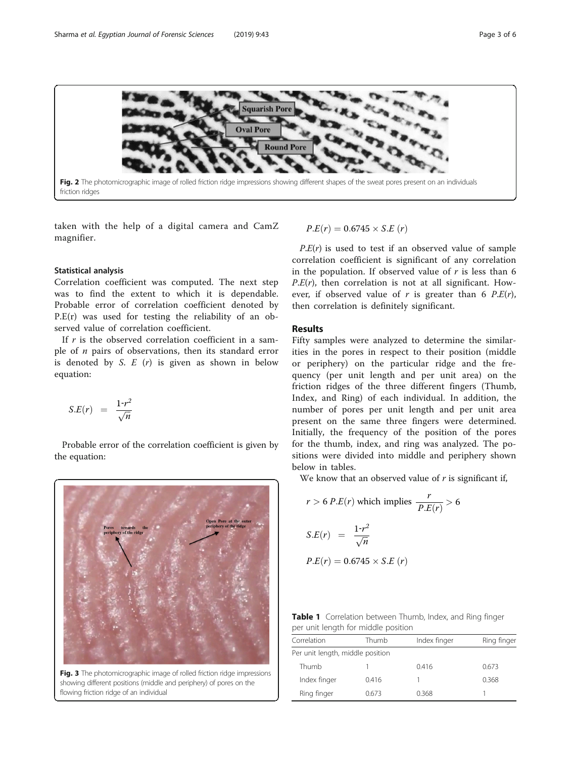Fig. 2 The photomicrographic image of rolled friction ridge impressions showing different shapes of the sweat pores present on an individuals friction ridges

taken with the help of a digital camera and CamZ magnifier.

### Statistical analysis

Correlation coefficient was computed. The next step was to find the extent to which it is dependable. Probable error of correlation coefficient denoted by P.E(r) was used for testing the reliability of an observed value of correlation coefficient.

If $r$ is the observed correlation coefficient in a sample of $n$ pairs of observations, then its standard error is denoted by $S.E(r)$ is given as shown in below equation:

$$S.E(r) = \frac{1\text{-}r^2}{\sqrt{n}}$$

Probable error of the correlation coefficient is given by the equation:

Fig. 3 The photomicrographic image of rolled friction ridge impressions showing different positions (middle and periphery) of pores on the flowing friction ridge of an individual

$$P.E(r) = 0.6745 \times S.E\,(r)$$

$P.E(r)$ is used to test if an observed value of sample correlation coefficient is significant of any correlation in the population. If observed value of $r$ is less than 6 $P.E(r)$, then correlation is not at all significant. However, if observed value of $r$ is greater than 6 $P.E(r)$, then correlation is definitely significant.

## Results

Fifty samples were analyzed to determine the similarities in the pores in respect to their position (middle or periphery) on the particular ridge and the frequency (per unit length and per unit area) on the friction ridges of the three different fingers (Thumb, Index, and Ring) of each individual. In addition, the number of pores per unit length and per unit area present on the same three fingers were determined. Initially, the frequency of the position of the pores for the thumb, index, and ring was analyzed. The positions were divided into middle and periphery shown below in tables.

We know that an observed value of $r$ is significant if,

$$r > 6\,P.E(r) \text{ which implies } \frac{r}{P.E(r)} > 6$$

$$S.E(r) = \frac{1\text{-}r^2}{\sqrt{n}}$$

$$P.E(r) = 0.6745 \times S.E\,(r)$$

**Table 1** Correlation between Thumb, Index, and Ring finger per unit length for middle position

| Correlation | Thumb | Index finger | Ring finger |
|---|---|---|---|
| Per unit length, middle position | | | |
| Thumb | 1 | 0.416 | 0.673 |
| Index finger | 0.416 | 1 | 0.368 |
| Ring finger | 0.673 | 0.368 | 1 |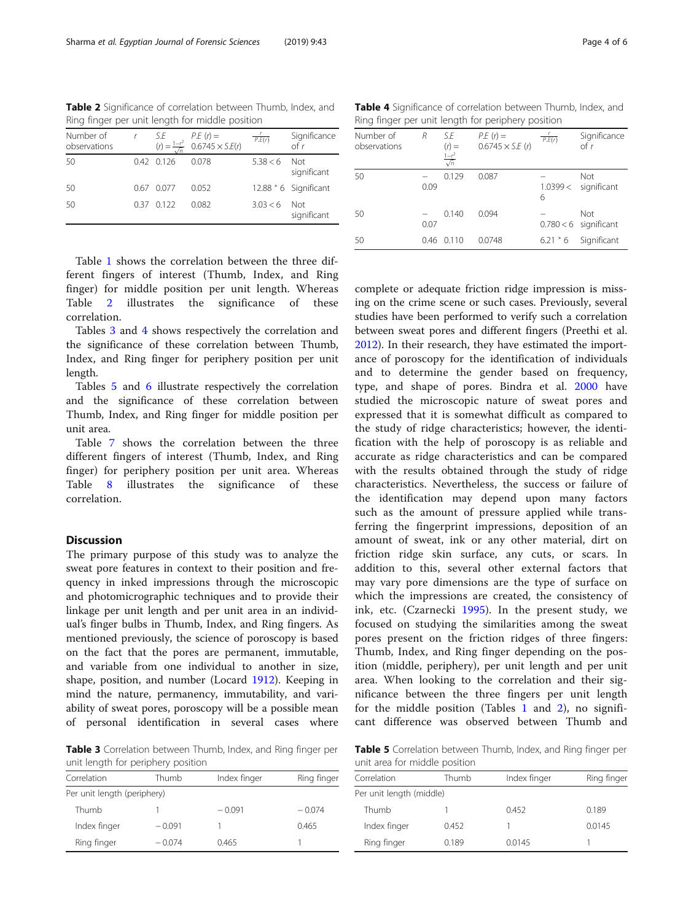**Table 2** Significance of correlation between Thumb, Index, and Ring finger per unit length for middle position

| Number of observations | $r$ | S.E $(r) = \frac{1-r^2}{\sqrt{n}}$ | P.E $(r) = 0.6745 \times S.E(r)$ | $\frac{r}{P.E(r)}$ | Significance of $r$ |
|---|---|---|---|---|---|
| 50 | 0.42 | 0.126 | 0.078 | 5.38 < 6 | Not significant |
| 50 | 0.67 | 0.077 | 0.052 | 12.88 > 6 | Significant |
| 50 | 0.37 | 0.122 | 0.082 | 3.03 < 6 | Not significant |

Table 1 shows the correlation between the three different fingers of interest (Thumb, Index, and Ring finger) for middle position per unit length. Whereas Table 2 illustrates the significance of these correlation.

Tables 3 and 4 shows respectively the correlation and the significance of these correlation between Thumb, Index, and Ring finger for periphery position per unit length.

Tables 5 and 6 illustrate respectively the correlation and the significance of these correlation between Thumb, Index, and Ring finger for middle position per unit area.

Table 7 shows the correlation between the three different fingers of interest (Thumb, Index, and Ring finger) for periphery position per unit area. Whereas Table 8 illustrates the significance of these correlation.

## Discussion

The primary purpose of this study was to analyze the sweat pore features in context to their position and frequency in inked impressions through the microscopic and photomicrographic techniques and to provide their linkage per unit length and per unit area in an individual's finger bulbs in Thumb, Index, and Ring fingers. As mentioned previously, the science of poroscopy is based on the fact that the pores are permanent, immutable, and variable from one individual to another in size, shape, position, and number (Locard 1912). Keeping in mind the nature, permanency, immutability, and variability of sweat pores, poroscopy will be a possible mean of personal identification in several cases where complete or adequate friction ridge impression is missing on the crime scene or such cases. Previously, several studies have been performed to verify such a correlation between sweat pores and different fingers (Preethi et al. 2012). In their research, they have estimated the importance of poroscopy for the identification of individuals and to determine the gender based on frequency, type, and shape of pores. Bindra et al. 2000 have studied the microscopic nature of sweat pores and expressed that it is somewhat difficult as compared to the study of ridge characteristics; however, the identification with the help of poroscopy is as reliable and accurate as ridge characteristics and can be compared with the results obtained through the study of ridge characteristics. Nevertheless, the success or failure of the identification may depend upon many factors such as the amount of pressure applied while transferring the fingerprint impressions, deposition of an amount of sweat, ink or any other material, dirt on friction ridge skin surface, any cuts, or scars. In addition to this, several other external factors that may vary pore dimensions are the type of surface on which the impressions are created, the consistency of ink, etc. (Czarnecki 1995). In the present study, we focused on studying the similarities among the sweat pores present on the friction ridges of three fingers: Thumb, Index, and Ring finger depending on the position (middle, periphery), per unit length and per unit area. When looking to the correlation and their significance between the three fingers per unit length for the middle position (Tables 1 and 2), no significant difference was observed between Thumb and

**Table 3** Correlation between Thumb, Index, and Ring finger per unit length for periphery position

| Correlation | Thumb | Index finger | Ring finger |
|---|---|---|---|
| Per unit length (periphery) | | | |
| Thumb | 1 | − 0.091 | − 0.074 |
| Index finger | − 0.091 | 1 | 0.465 |
| Ring finger | − 0.074 | 0.465 | 1 |

**Table 4** Significance of correlation between Thumb, Index, and Ring finger per unit length for periphery position

| Number of observations | $R$ | S.E $(r) = \frac{1-r^2}{\sqrt{n}}$ | P.E $(r) = 0.6745 \times S.E(r)$ | $\frac{r}{P.E(r)}$ | Significance of $r$ |
|---|---|---|---|---|---|
| 50 | − 0.09 | 0.129 | 0.087 | − 1.0399 < 6 | Not significant |
| 50 | − 0.07 | 0.140 | 0.094 | − 0.780 < 6 | Not significant |
| 50 | 0.46 | 0.110 | 0.0748 | 6.21 > 6 | Significant |

**Table 5** Correlation between Thumb, Index, and Ring finger per unit area for middle position

| Correlation | Thumb | Index finger | Ring finger |
|---|---|---|---|
| Per unit length (middle) | | | |
| Thumb | 1 | 0.452 | 0.189 |
| Index finger | 0.452 | 1 | 0.0145 |
| Ring finger | 0.189 | 0.0145 | 1 |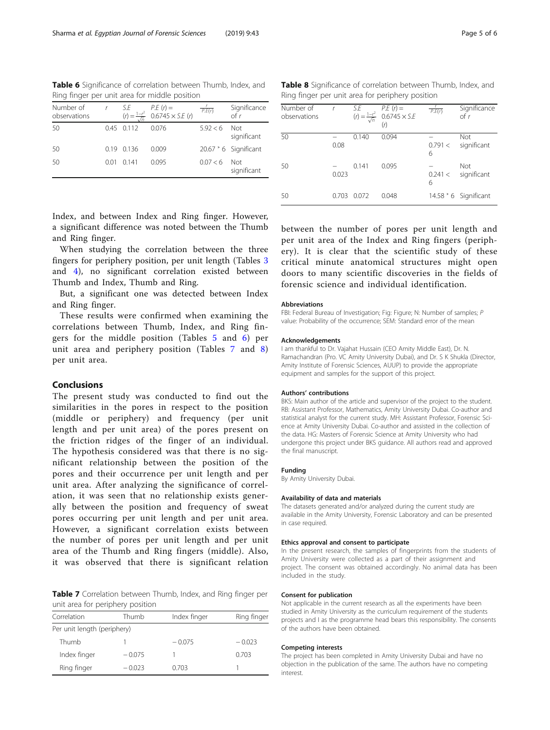**Table 6** Significance of correlation between Thumb, Index, and Ring finger per unit area for middle position

| Number of observations | $r$ | S.E $(r) = \frac{1-r^2}{\sqrt{n}}$ | P.E $(r) =$ $0.6745 \times$ S.E $(r)$ | $\frac{r}{P.E(r)}$ | Significance of $r$ |
|---|---|---|---|---|---|
| 50 | 0.45 | 0.112 | 0.076 | 5.92 < 6 | Not significant |
| 50 | 0.19 | 0.136 | 0.009 | 20.67 ˃ 6 | Significant |
| 50 | 0.01 | 0.141 | 0.095 | 0.07 < 6 | Not significant |

Index, and between Index and Ring finger. However, a significant difference was noted between the Thumb and Ring finger.

When studying the correlation between the three fingers for periphery position, per unit length (Tables 3 and 4), no significant correlation existed between Thumb and Index, Thumb and Ring.

But, a significant one was detected between Index and Ring finger.

These results were confirmed when examining the correlations between Thumb, Index, and Ring fingers for the middle position (Tables 5 and 6) per unit area and periphery position (Tables 7 and 8) per unit area.

## Conclusions

The present study was conducted to find out the similarities in the pores in respect to the position (middle or periphery) and frequency (per unit length and per unit area) of the pores present on the friction ridges of the finger of an individual. The hypothesis considered was that there is no significant relationship between the position of the pores and their occurrence per unit length and per unit area. After analyzing the significance of correlation, it was seen that no relationship exists generally between the position and frequency of sweat pores occurring per unit length and per unit area. However, a significant correlation exists between the number of pores per unit length and per unit area of the Thumb and Ring fingers (middle). Also, it was observed that there is significant relation between the number of pores per unit length and per unit area of the Index and Ring fingers (periphery). It is clear that the scientific study of these critical minute anatomical structures might open doors to many scientific discoveries in the fields of forensic science and individual identification.

**Table 7** Correlation between Thumb, Index, and Ring finger per unit area for periphery position

| Correlation | Thumb | Index finger | Ring finger |
|---|---|---|---|
| Per unit length (periphery) | | | |
| Thumb | 1 | − 0.075 | − 0.023 |
| Index finger | − 0.075 | 1 | 0.703 |
| Ring finger | − 0.023 | 0.703 | 1 |

**Table 8** Significance of correlation between Thumb, Index, and Ring finger per unit area for periphery position

| Number of observations | $r$ | S.E $(r) = \frac{1-r^2}{\sqrt{n}}$ | P.E $(r) =$ $0.6745 \times$ S.E $(r)$ | $\frac{r}{P.E(r)}$ | Significance of $r$ |
|---|---|---|---|---|---|
| 50 | − 0.08 | 0.140 | 0.094 | − 0.791 < 6 | Not significant |
| 50 | − 0.023 | 0.141 | 0.095 | − 0.241 < 6 | Not significant |
| 50 | 0.703 | 0.072 | 0.048 | 14.58 ˃ 6 | Significant |

### Abbreviations

FBI: Federal Bureau of Investigation; Fig: Figure; N: Number of samples; *P* value: Probability of the occurrence; SEM: Standard error of the mean

### Acknowledgements

I am thankful to Dr. Vajahat Hussain (CEO Amity Middle East), Dr. N. Ramachandran (Pro. VC Amity University Dubai), and Dr. S K Shukla (Director, Amity Institute of Forensic Sciences, AUUP) to provide the appropriate equipment and samples for the support of this project.

### Authors' contributions

BKS: Main author of the article and supervisor of the project to the student. RB: Assistant Professor, Mathematics, Amity University Dubai. Co-author and statistical analyst for the current study. MH: Assistant Professor, Forensic Science at Amity University Dubai. Co-author and assisted in the collection of the data. HG: Masters of Forensic Science at Amity University who had undergone this project under BKS guidance. All authors read and approved the final manuscript.

### Funding

By Amity University Dubai.

### Availability of data and materials

The datasets generated and/or analyzed during the current study are available in the Amity University, Forensic Laboratory and can be presented in case required.

### Ethics approval and consent to participate

In the present research, the samples of fingerprints from the students of Amity University were collected as a part of their assignment and project. The consent was obtained accordingly. No animal data has been included in the study.

### Consent for publication

Not applicable in the current research as all the experiments have been studied in Amity University as the curriculum requirement of the students projects and I as the programme head bears this responsibility. The consents of the authors have been obtained.

### Competing interests

The project has been completed in Amity University Dubai and have no objection in the publication of the same. The authors have no competing interest.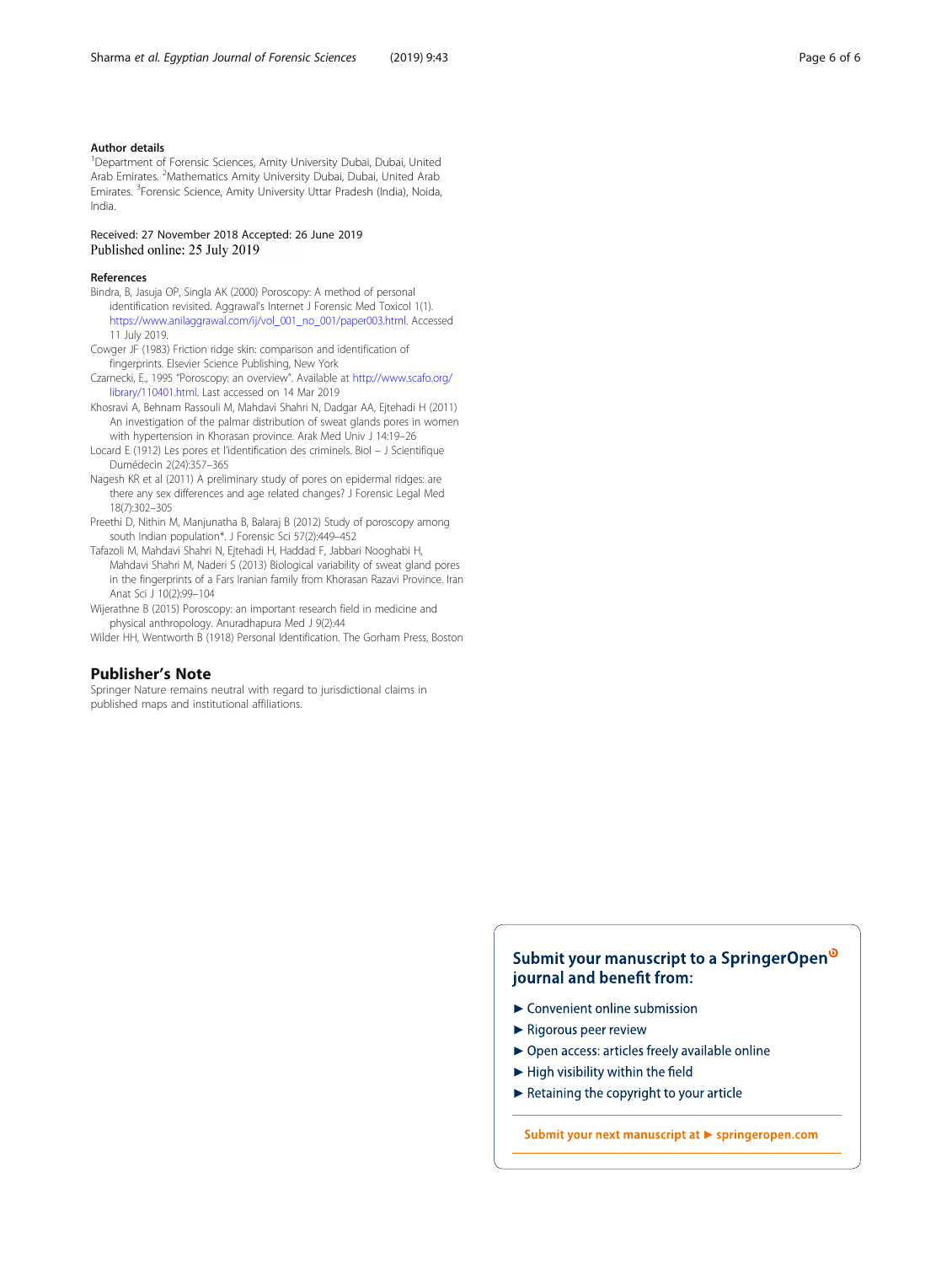#### Author details

[1]Department of Forensic Sciences, Amity University Dubai, Dubai, United Arab Emirates. [2]Mathematics Amity University Dubai, Dubai, United Arab Emirates. [3]Forensic Science, Amity University Uttar Pradesh (India), Noida, India.

Received: 27 November 2018 Accepted: 26 June 2019
Published online: 25 July 2019

#### References

Bindra, B, Jasuja OP, Singla AK (2000) Poroscopy: A method of personal identification revisited. Aggrawal's Internet J Forensic Med Toxicol 1(1). https://www.anilaggrawal.com/ij/vol_001_no_001/paper003.html. Accessed 11 July 2019.

Cowger JF (1983) Friction ridge skin: comparison and identification of fingerprints. Elsevier Science Publishing, New York

Czarnecki, E., 1995 "Poroscopy: an overview". Available at http://www.scafo.org/library/110401.html. Last accessed on 14 Mar 2019

Khosravi A, Behnam Rassouli M, Mahdavi Shahri N, Dadgar AA, Ejtehadi H (2011) An investigation of the palmar distribution of sweat glands pores in women with hypertension in Khorasan province. Arak Med Univ J 14:19–26

Locard E (1912) Les pores et l'identification des criminels. Biol – J Scientifique Dumédecin 2(24):357–365

Nagesh KR et al (2011) A preliminary study of pores on epidermal ridges: are there any sex differences and age related changes? J Forensic Legal Med 18(7):302–305

Preethi D, Nithin M, Manjunatha B, Balaraj B (2012) Study of poroscopy among south Indian population*. J Forensic Sci 57(2):449–452

Tafazoli M, Mahdavi Shahri N, Ejtehadi H, Haddad F, Jabbari Nooghabi H, Mahdavi Shahri M, Naderi S (2013) Biological variability of sweat gland pores in the fingerprints of a Fars Iranian family from Khorasan Razavi Province. Iran Anat Sci J 10(2):99–104

Wijerathne B (2015) Poroscopy: an important research field in medicine and physical anthropology. Anuradhapura Med J 9(2):44

Wilder HH, Wentworth B (1918) Personal Identification. The Gorham Press, Boston

### Publisher's Note

Springer Nature remains neutral with regard to jurisdictional claims in published maps and institutional affiliations.

**Submit your manuscript to a SpringerOpen journal and benefit from:**

- ► Convenient online submission
- ► Rigorous peer review
- ► Open access: articles freely available online
- ► High visibility within the field
- ► Retaining the copyright to your article

Submit your next manuscript at ► springeropen.com